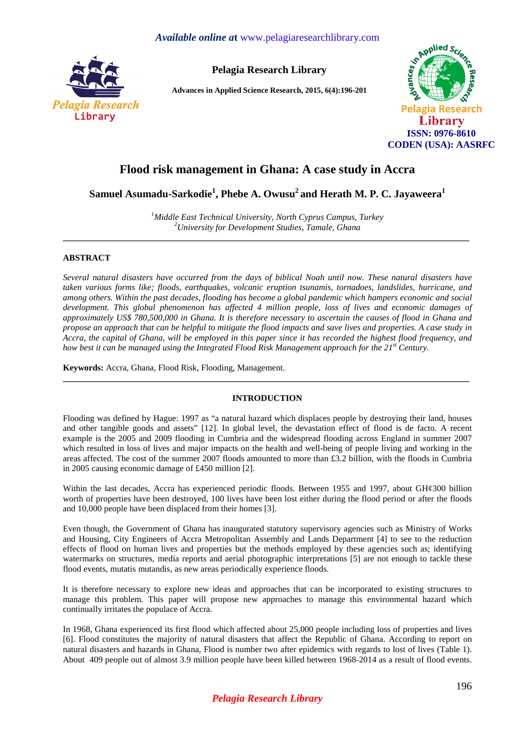# Flood risk management in Ghana: A case study in Accra

**Samuel Asumadu-Sarkodie[1], Phebe A. Owusu[2] and Herath M. P. C. Jayaweera[1]**

*[1]Middle East Technical University, North Cyprus Campus, Turkey*
*[2]University for Development Studies, Tamale, Ghana*

---

## ABSTRACT

*Several natural disasters have occurred from the days of biblical Noah until now. These natural disasters have taken various forms like; floods, earthquakes, volcanic eruption tsunamis, tornadoes, landslides, hurricane, and among others. Within the past decades, flooding has become a global pandemic which hampers economic and social development. This global phenomenon has affected 4 million people, loss of lives and economic damages of approximately US$ 780,500,000 in Ghana. It is therefore necessary to ascertain the causes of flood in Ghana and propose an approach that can be helpful to mitigate the flood impacts and save lives and properties. A case study in Accra, the capital of Ghana, will be employed in this paper since it has recorded the highest flood frequency, and how best it can be managed using the Integrated Flood Risk Management approach for the 21st Century.*

**Keywords:** Accra, Ghana, Flood Risk, Flooding, Management.

---

## INTRODUCTION

Flooding was defined by Hague: 1997 as "a natural hazard which displaces people by destroying their land, houses and other tangible goods and assets" [12]. In global level, the devastation effect of flood is de facto. A recent example is the 2005 and 2009 flooding in Cumbria and the widespread flooding across England in summer 2007 which resulted in loss of lives and major impacts on the health and well-being of people living and working in the areas affected. The cost of the summer 2007 floods amounted to more than £3.2 billion, with the floods in Cumbria in 2005 causing economic damage of £450 million [2].

Within the last decades, Accra has experienced periodic floods. Between 1955 and 1997, about GH¢300 billion worth of properties have been destroyed, 100 lives have been lost either during the flood period or after the floods and 10,000 people have been displaced from their homes [3].

Even though, the Government of Ghana has inaugurated statutory supervisory agencies such as Ministry of Works and Housing, City Engineers of Accra Metropolitan Assembly and Lands Department [4] to see to the reduction effects of flood on human lives and properties but the methods employed by these agencies such as; identifying watermarks on structures, media reports and aerial photographic interpretations [5] are not enough to tackle these flood events, mutatis mutandis, as new areas periodically experience floods.

It is therefore necessary to explore new ideas and approaches that can be incorporated to existing structures to manage this problem. This paper will propose new approaches to manage this environmental hazard which continually irritates the populace of Accra.

In 1968, Ghana experienced its first flood which affected about 25,000 people including loss of properties and lives [6]. Flood constitutes the majority of natural disasters that affect the Republic of Ghana. According to report on natural disasters and hazards in Ghana, Flood is number two after epidemics with regards to lost of lives (Table 1). About 409 people out of almost 3.9 million people have been killed between 1968-2014 as a result of flood events.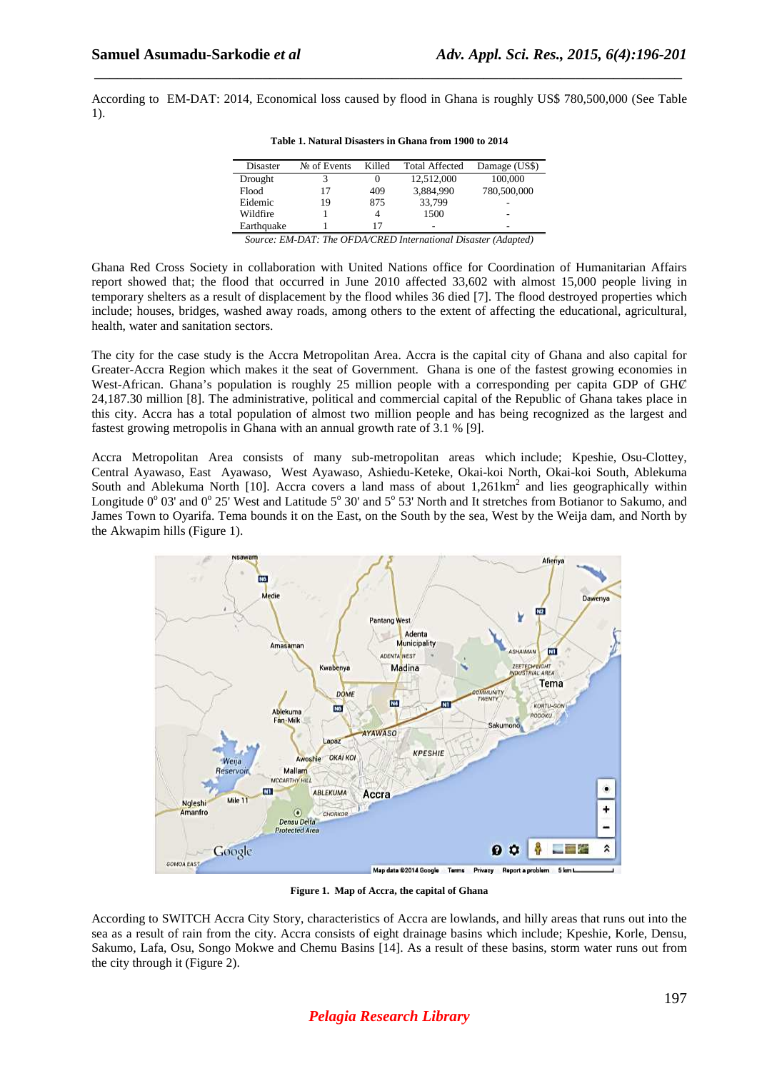According to EM-DAT: 2014, Economical loss caused by flood in Ghana is roughly US$ 780,500,000 (See Table 1).

**Table 1. Natural Disasters in Ghana from 1900 to 2014**

| Disaster | № of Events | Killed | Total Affected | Damage (US$) |
|---|---|---|---|---|
| Drought | 3 | 0 | 12,512,000 | 100,000 |
| Flood | 17 | 409 | 3,884,990 | 780,500,000 |
| Eidemic | 19 | 875 | 33,799 | - |
| Wildfire | 1 | 4 | 1500 | - |
| Earthquake | 1 | 17 | - | - |

*Source: EM-DAT: The OFDA/CRED International Disaster (Adapted)*

Ghana Red Cross Society in collaboration with United Nations office for Coordination of Humanitarian Affairs report showed that; the flood that occurred in June 2010 affected 33,602 with almost 15,000 people living in temporary shelters as a result of displacement by the flood whiles 36 died [7]. The flood destroyed properties which include; houses, bridges, washed away roads, among others to the extent of affecting the educational, agricultural, health, water and sanitation sectors.

The city for the case study is the Accra Metropolitan Area. Accra is the capital city of Ghana and also capital for Greater-Accra Region which makes it the seat of Government. Ghana is one of the fastest growing economies in West-African. Ghana's population is roughly 25 million people with a corresponding per capita GDP of GH₵ 24,187.30 million [8]. The administrative, political and commercial capital of the Republic of Ghana takes place in this city. Accra has a total population of almost two million people and has being recognized as the largest and fastest growing metropolis in Ghana with an annual growth rate of 3.1 % [9].

Accra Metropolitan Area consists of many sub-metropolitan areas which include; Kpeshie, Osu-Clottey, Central Ayawaso, East Ayawaso, West Ayawaso, Ashiedu-Keteke, Okai-koi North, Okai-koi South, Ablekuma South and Ablekuma North [10]. Accra covers a land mass of about 1,261km$^2$ and lies geographically within Longitude $0^o$ 03' and $0^o$ 25' West and Latitude $5^o$ 30' and $5^o$ 53' North and It stretches from Botianor to Sakumo, and James Town to Oyarifa. Tema bounds it on the East, on the South by the sea, West by the Weija dam, and North by the Akwapim hills (Figure 1).

**Figure 1. Map of Accra, the capital of Ghana**

According to SWITCH Accra City Story, characteristics of Accra are lowlands, and hilly areas that runs out into the sea as a result of rain from the city. Accra consists of eight drainage basins which include; Kpeshie, Korle, Densu, Sakumo, Lafa, Osu, Songo Mokwe and Chemu Basins [14]. As a result of these basins, storm water runs out from the city through it (Figure 2).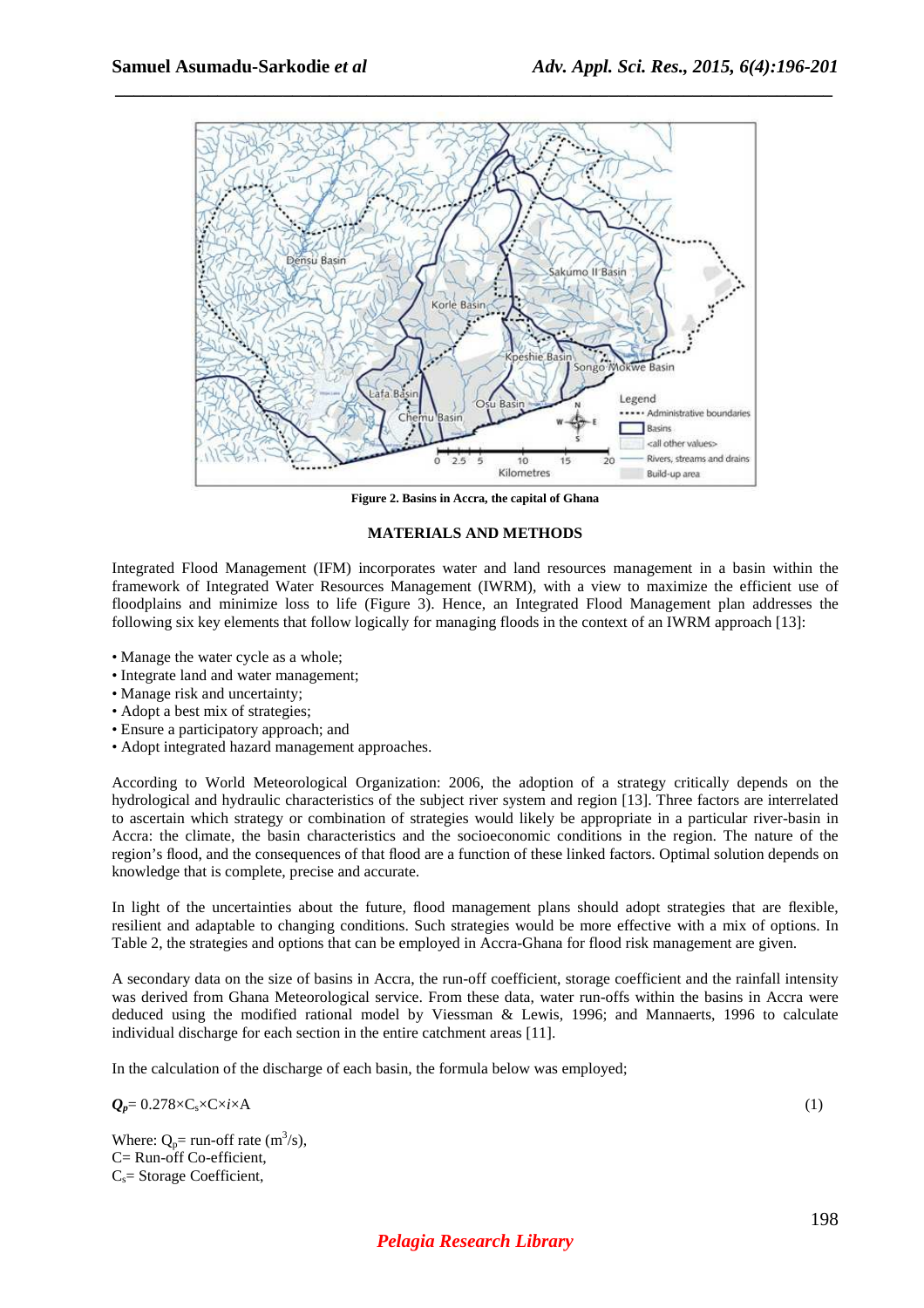**Figure 2. Basins in Accra, the capital of Ghana**

## MATERIALS AND METHODS

Integrated Flood Management (IFM) incorporates water and land resources management in a basin within the framework of Integrated Water Resources Management (IWRM), with a view to maximize the efficient use of floodplains and minimize loss to life (Figure 3). Hence, an Integrated Flood Management plan addresses the following six key elements that follow logically for managing floods in the context of an IWRM approach [13]:

- Manage the water cycle as a whole;
- Integrate land and water management;
- Manage risk and uncertainty;
- Adopt a best mix of strategies;
- Ensure a participatory approach; and
- Adopt integrated hazard management approaches.

According to World Meteorological Organization: 2006, the adoption of a strategy critically depends on the hydrological and hydraulic characteristics of the subject river system and region [13]. Three factors are interrelated to ascertain which strategy or combination of strategies would likely be appropriate in a particular river-basin in Accra: the climate, the basin characteristics and the socioeconomic conditions in the region. The nature of the region's flood, and the consequences of that flood are a function of these linked factors. Optimal solution depends on knowledge that is complete, precise and accurate.

In light of the uncertainties about the future, flood management plans should adopt strategies that are flexible, resilient and adaptable to changing conditions. Such strategies would be more effective with a mix of options. In Table 2, the strategies and options that can be employed in Accra-Ghana for flood risk management are given.

A secondary data on the size of basins in Accra, the run-off coefficient, storage coefficient and the rainfall intensity was derived from Ghana Meteorological service. From these data, water run-offs within the basins in Accra were deduced using the modified rational model by Viessman & Lewis, 1996; and Mannaerts, 1996 to calculate individual discharge for each section in the entire catchment areas [11].

In the calculation of the discharge of each basin, the formula below was employed;

$$Q_p = 0.278 \times C_s \times C \times i \times A \quad (1)$$

Where: $Q_p$= run-off rate ($m^3/s$),
C= Run-off Co-efficient,
$C_s$= Storage Coefficient,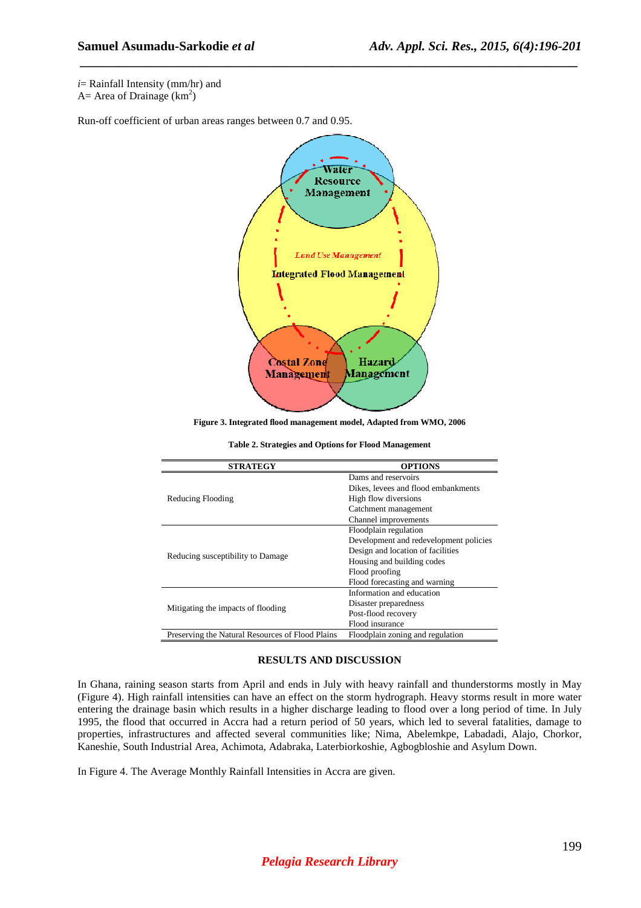$i$= Rainfall Intensity (mm/hr) and
A= Area of Drainage ($km^2$)

Run-off coefficient of urban areas ranges between 0.7 and 0.95.

Figure 3. Integrated flood management model, Adapted from WMO, 2006

**Table 2. Strategies and Options for Flood Management**

| STRATEGY | OPTIONS |
|---|---|
| Reducing Flooding | Dams and reservoirs |
| | Dikes, levees and flood embankments |
| | High flow diversions |
| | Catchment management |
| | Channel improvements |
| Reducing susceptibility to Damage | Floodplain regulation |
| | Development and redevelopment policies |
| | Design and location of facilities |
| | Housing and building codes |
| | Flood proofing |
| | Flood forecasting and warning |
| Mitigating the impacts of flooding | Information and education |
| | Disaster preparedness |
| | Post-flood recovery |
| | Flood insurance |
| Preserving the Natural Resources of Flood Plains | Floodplain zoning and regulation |

## RESULTS AND DISCUSSION

In Ghana, raining season starts from April and ends in July with heavy rainfall and thunderstorms mostly in May (Figure 4). High rainfall intensities can have an effect on the storm hydrograph. Heavy storms result in more water entering the drainage basin which results in a higher discharge leading to flood over a long period of time. In July 1995, the flood that occurred in Accra had a return period of 50 years, which led to several fatalities, damage to properties, infrastructures and affected several communities like; Nima, Abelemkpe, Labadadi, Alajo, Chorkor, Kaneshie, South Industrial Area, Achimota, Adabraka, Laterbiorkoshie, Agbogbloshie and Asylum Down.

In Figure 4. The Average Monthly Rainfall Intensities in Accra are given.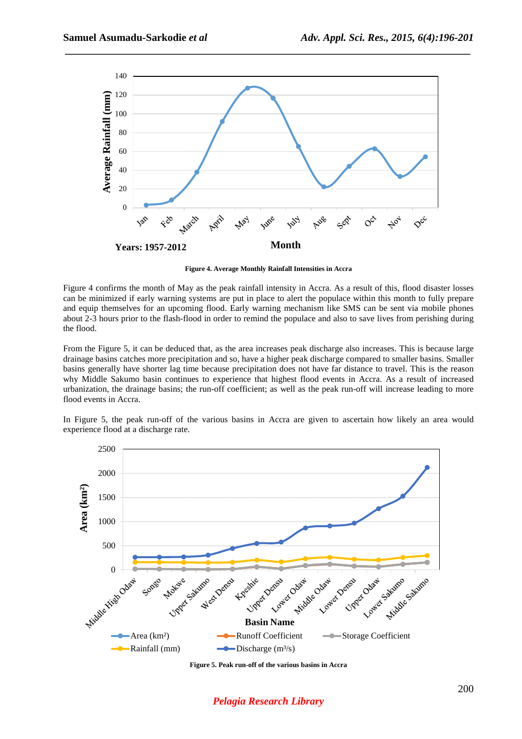Figure 4. Average Monthly Rainfall Intensities in Accra

Figure 4 confirms the month of May as the peak rainfall intensity in Accra. As a result of this, flood disaster losses can be minimized if early warning systems are put in place to alert the populace within this month to fully prepare and equip themselves for an upcoming flood. Early warning mechanism like SMS can be sent via mobile phones about 2-3 hours prior to the flash-flood in order to remind the populace and also to save lives from perishing during the flood.

From the Figure 5, it can be deduced that, as the area increases peak discharge also increases. This is because large drainage basins catches more precipitation and so, have a higher peak discharge compared to smaller basins. Smaller basins generally have shorter lag time because precipitation does not have far distance to travel. This is the reason why Middle Sakumo basin continues to experience that highest flood events in Accra. As a result of increased urbanization, the drainage basins; the run-off coefficient; as well as the peak run-off will increase leading to more flood events in Accra.

In Figure 5, the peak run-off of the various basins in Accra are given to ascertain how likely an area would experience flood at a discharge rate.

Figure 5. Peak run-off of the various basins in Accra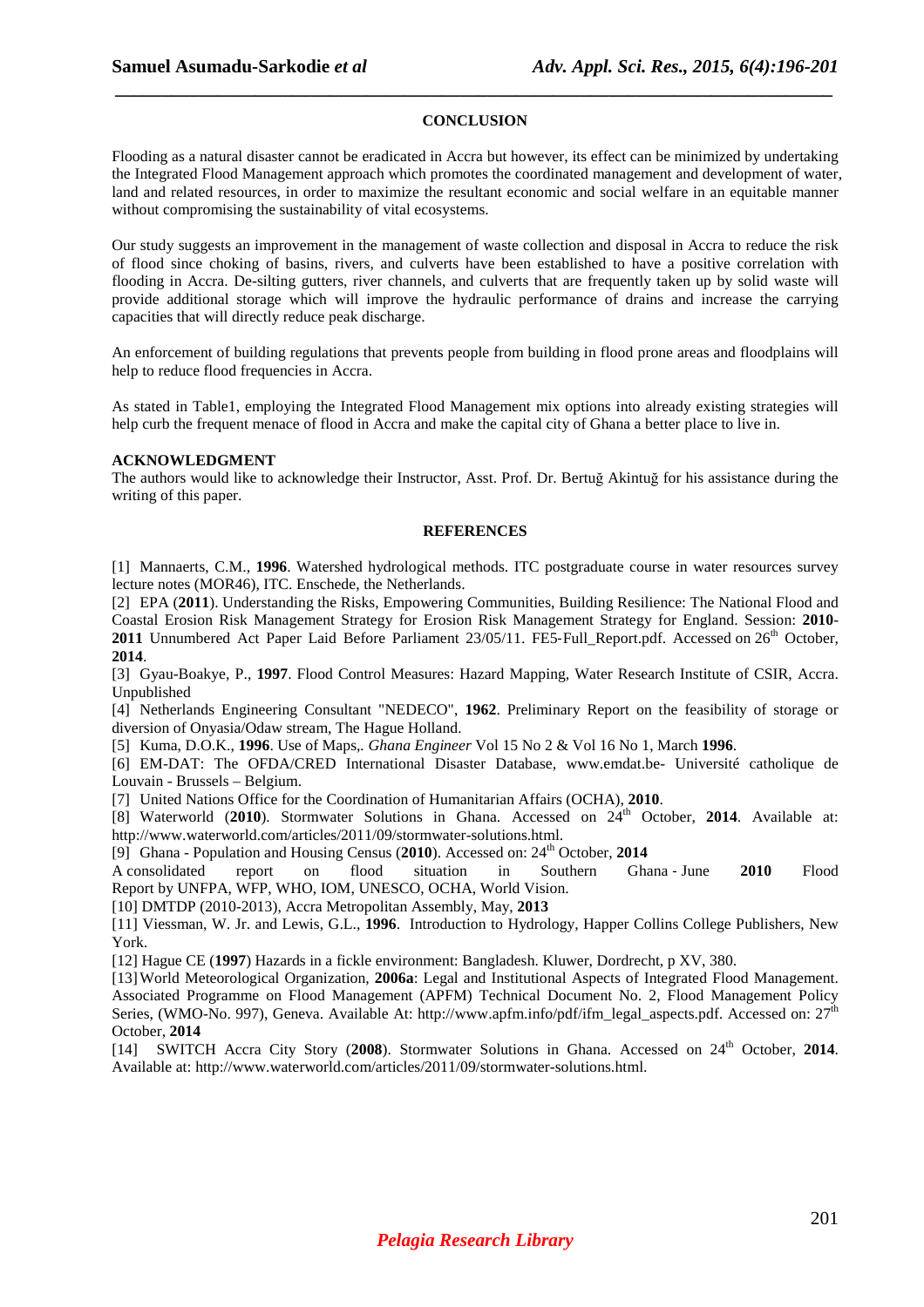## CONCLUSION

Flooding as a natural disaster cannot be eradicated in Accra but however, its effect can be minimized by undertaking the Integrated Flood Management approach which promotes the coordinated management and development of water, land and related resources, in order to maximize the resultant economic and social welfare in an equitable manner without compromising the sustainability of vital ecosystems.

Our study suggests an improvement in the management of waste collection and disposal in Accra to reduce the risk of flood since choking of basins, rivers, and culverts have been established to have a positive correlation with flooding in Accra. De-silting gutters, river channels, and culverts that are frequently taken up by solid waste will provide additional storage which will improve the hydraulic performance of drains and increase the carrying capacities that will directly reduce peak discharge.

An enforcement of building regulations that prevents people from building in flood prone areas and floodplains will help to reduce flood frequencies in Accra.

As stated in Table1, employing the Integrated Flood Management mix options into already existing strategies will help curb the frequent menace of flood in Accra and make the capital city of Ghana a better place to live in.

## ACKNOWLEDGMENT

The authors would like to acknowledge their Instructor, Asst. Prof. Dr. Bertuğ Akintuğ for his assistance during the writing of this paper.

## REFERENCES

[1] Mannaerts, C.M., **1996**. Watershed hydrological methods. ITC postgraduate course in water resources survey lecture notes (MOR46), ITC. Enschede, the Netherlands.

[2] EPA (**2011**). Understanding the Risks, Empowering Communities, Building Resilience: The National Flood and Coastal Erosion Risk Management Strategy for Erosion Risk Management Strategy for England. Session: **2010-2011** Unnumbered Act Paper Laid Before Parliament 23/05/11. FE5-Full_Report.pdf. Accessed on 26th October, **2014**.

[3] Gyau-Boakye, P., **1997**. Flood Control Measures: Hazard Mapping, Water Research Institute of CSIR, Accra. Unpublished

[4] Netherlands Engineering Consultant "NEDECO", **1962**. Preliminary Report on the feasibility of storage or diversion of Onyasia/Odaw stream, The Hague Holland.

[5] Kuma, D.O.K., **1996**. Use of Maps,. *Ghana Engineer* Vol 15 No 2 & Vol 16 No 1, March **1996**.

[6] EM-DAT: The OFDA/CRED International Disaster Database, www.emdat.be- Université catholique de Louvain - Brussels – Belgium.

[7] United Nations Office for the Coordination of Humanitarian Affairs (OCHA), **2010**.

[8] Waterworld (**2010**). Stormwater Solutions in Ghana. Accessed on 24th October, **2014**. Available at: http://www.waterworld.com/articles/2011/09/stormwater-solutions.html.

[9] Ghana - Population and Housing Census (**2010**). Accessed on: 24th October, **2014**

A consolidated report on flood situation in Southern Ghana - June **2010** Flood Report by UNFPA, WFP, WHO, IOM, UNESCO, OCHA, World Vision.

[10] DMTDP (2010-2013), Accra Metropolitan Assembly, May, **2013**

[11] Viessman, W. Jr. and Lewis, G.L., **1996**. Introduction to Hydrology, Happer Collins College Publishers, New York.

[12] Hague CE (**1997**) Hazards in a fickle environment: Bangladesh. Kluwer, Dordrecht, p XV, 380.

[13] World Meteorological Organization, **2006a**: Legal and Institutional Aspects of Integrated Flood Management. Associated Programme on Flood Management (APFM) Technical Document No. 2, Flood Management Policy Series, (WMO-No. 997), Geneva. Available At: http://www.apfm.info/pdf/ifm_legal_aspects.pdf. Accessed on: 27th October, **2014**

[14] SWITCH Accra City Story (**2008**). Stormwater Solutions in Ghana. Accessed on 24th October, **2014**. Available at: http://www.waterworld.com/articles/2011/09/stormwater-solutions.html.